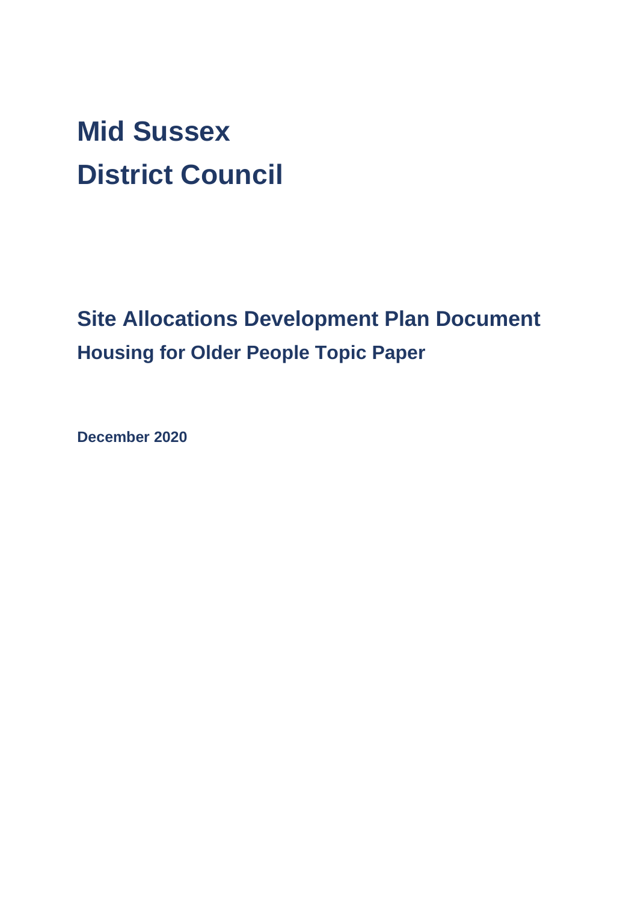# Mid Sussex District Council

## Site Allocations Development Plan Document

### Housing for Older People Topic Paper

**December 2020**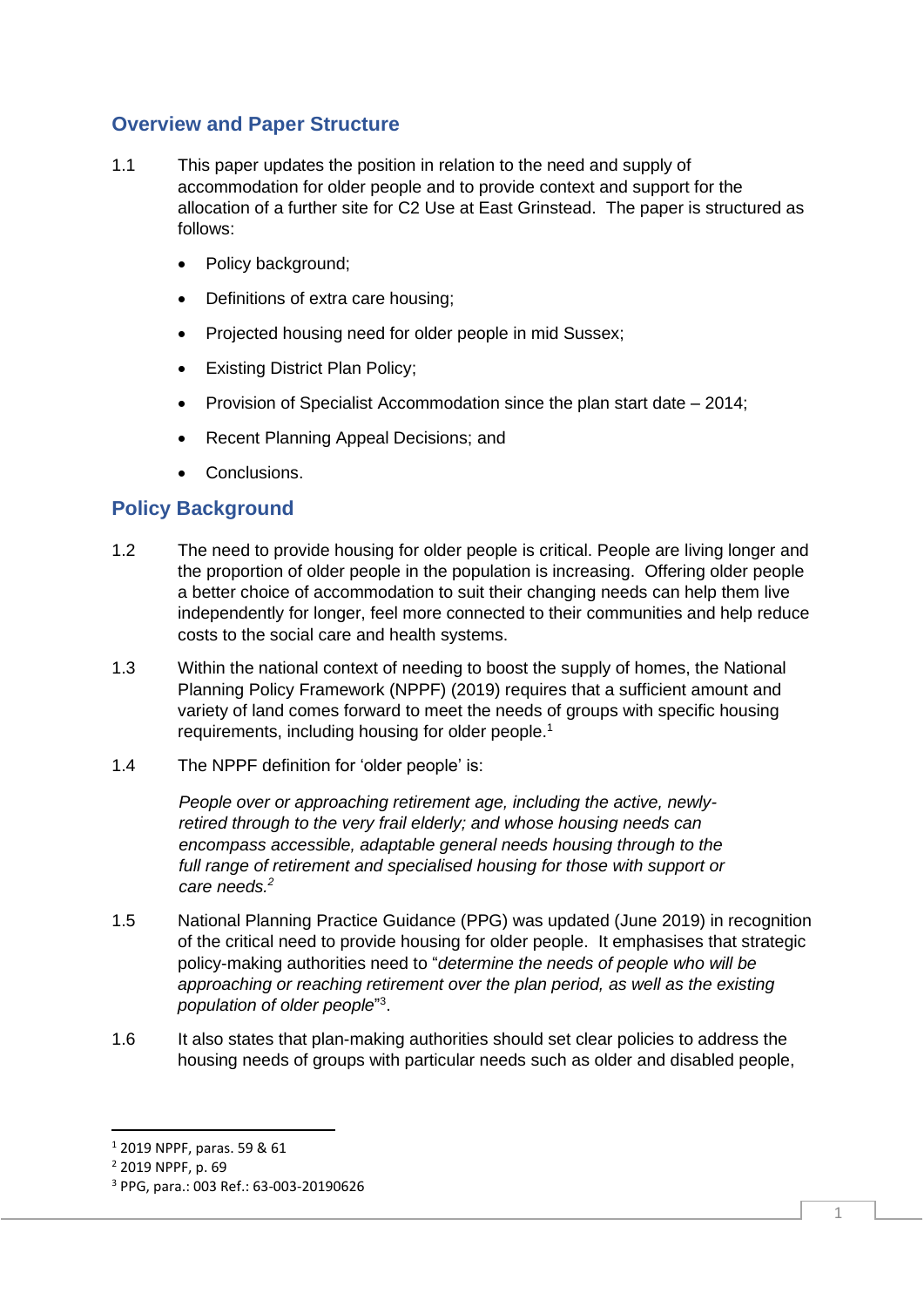## Overview and Paper Structure

1.1 This paper updates the position in relation to the need and supply of accommodation for older people and to provide context and support for the allocation of a further site for C2 Use at East Grinstead. The paper is structured as follows:

- Policy background;
- Definitions of extra care housing;
- Projected housing need for older people in mid Sussex;
- Existing District Plan Policy;
- Provision of Specialist Accommodation since the plan start date – 2014;
- Recent Planning Appeal Decisions; and
- Conclusions.

## Policy Background

1.2 The need to provide housing for older people is critical. People are living longer and the proportion of older people in the population is increasing. Offering older people a better choice of accommodation to suit their changing needs can help them live independently for longer, feel more connected to their communities and help reduce costs to the social care and health systems.

1.3 Within the national context of needing to boost the supply of homes, the National Planning Policy Framework (NPPF) (2019) requires that a sufficient amount and variety of land comes forward to meet the needs of groups with specific housing requirements, including housing for older people.[1]

1.4 The NPPF definition for 'older people' is:

> *People over or approaching retirement age, including the active, newly-retired through to the very frail elderly; and whose housing needs can encompass accessible, adaptable general needs housing through to the full range of retirement and specialised housing for those with support or care needs.*[2]

1.5 National Planning Practice Guidance (PPG) was updated (June 2019) in recognition of the critical need to provide housing for older people. It emphasises that strategic policy-making authorities need to "*determine the needs of people who will be approaching or reaching retirement over the plan period, as well as the existing population of older people*"[3].

1.6 It also states that plan-making authorities should set clear policies to address the housing needs of groups with particular needs such as older and disabled people,

---

[1] 2019 NPPF, paras. 59 & 61

[2] 2019 NPPF, p. 69

[3] PPG, para.: 003 Ref.: 63-003-20190626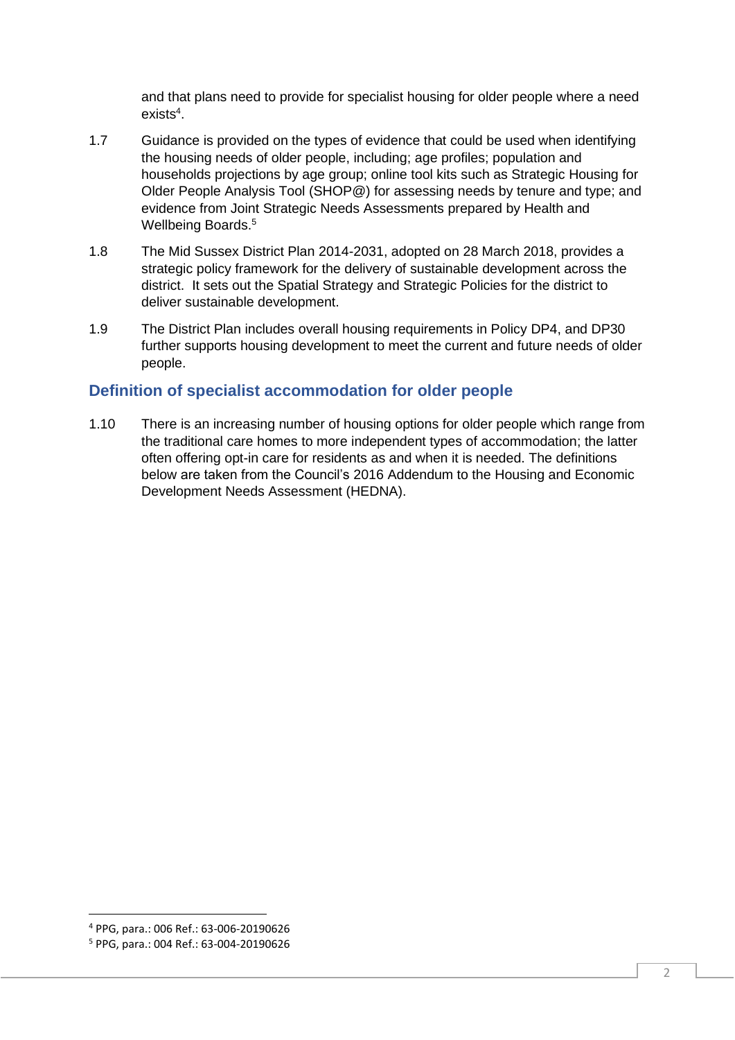and that plans need to provide for specialist housing for older people where a need exists[4].

1.7 Guidance is provided on the types of evidence that could be used when identifying the housing needs of older people, including; age profiles; population and households projections by age group; online tool kits such as Strategic Housing for Older People Analysis Tool (SHOP@) for assessing needs by tenure and type; and evidence from Joint Strategic Needs Assessments prepared by Health and Wellbeing Boards.[5]

1.8 The Mid Sussex District Plan 2014-2031, adopted on 28 March 2018, provides a strategic policy framework for the delivery of sustainable development across the district. It sets out the Spatial Strategy and Strategic Policies for the district to deliver sustainable development.

1.9 The District Plan includes overall housing requirements in Policy DP4, and DP30 further supports housing development to meet the current and future needs of older people.

## Definition of specialist accommodation for older people

1.10 There is an increasing number of housing options for older people which range from the traditional care homes to more independent types of accommodation; the latter often offering opt-in care for residents as and when it is needed. The definitions below are taken from the Council's 2016 Addendum to the Housing and Economic Development Needs Assessment (HEDNA).

---

[4] PPG, para.: 006 Ref.: 63-006-20190626

[5] PPG, para.: 004 Ref.: 63-004-20190626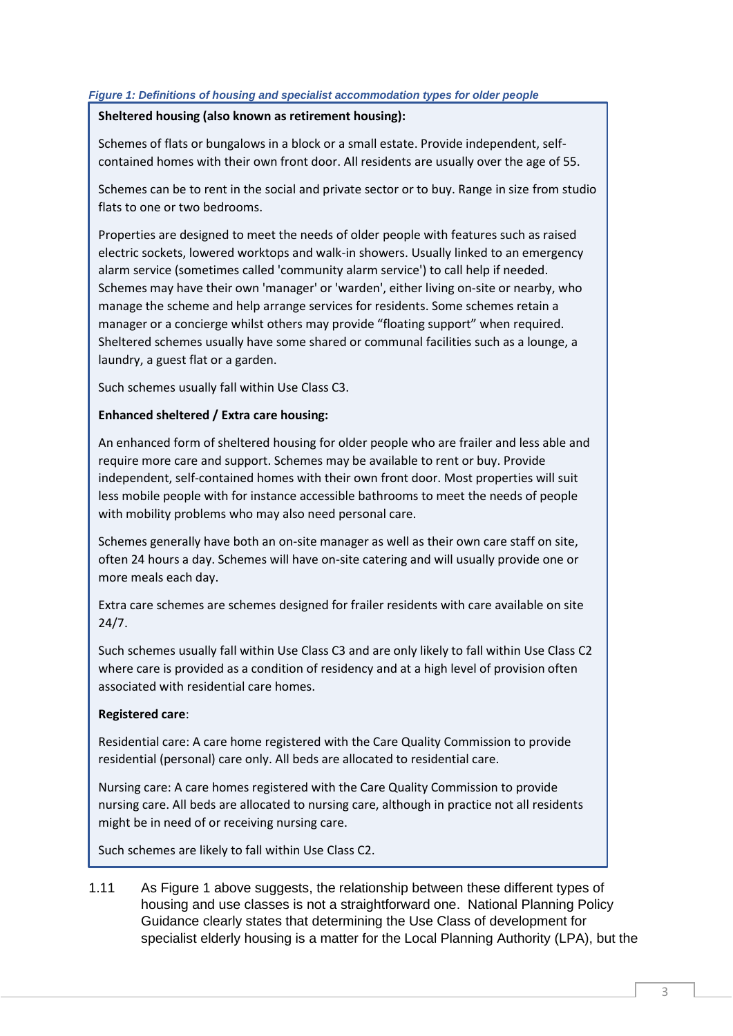*Figure 1: Definitions of housing and specialist accommodation types for older people*

**Sheltered housing (also known as retirement housing):**

Schemes of flats or bungalows in a block or a small estate. Provide independent, self-contained homes with their own front door. All residents are usually over the age of 55.

Schemes can be to rent in the social and private sector or to buy. Range in size from studio flats to one or two bedrooms.

Properties are designed to meet the needs of older people with features such as raised electric sockets, lowered worktops and walk-in showers. Usually linked to an emergency alarm service (sometimes called 'community alarm service') to call help if needed. Schemes may have their own 'manager' or 'warden', either living on-site or nearby, who manage the scheme and help arrange services for residents. Some schemes retain a manager or a concierge whilst others may provide "floating support" when required. Sheltered schemes usually have some shared or communal facilities such as a lounge, a laundry, a guest flat or a garden.

Such schemes usually fall within Use Class C3.

**Enhanced sheltered / Extra care housing:**

An enhanced form of sheltered housing for older people who are frailer and less able and require more care and support. Schemes may be available to rent or buy. Provide independent, self-contained homes with their own front door. Most properties will suit less mobile people with for instance accessible bathrooms to meet the needs of people with mobility problems who may also need personal care.

Schemes generally have both an on-site manager as well as their own care staff on site, often 24 hours a day. Schemes will have on-site catering and will usually provide one or more meals each day.

Extra care schemes are schemes designed for frailer residents with care available on site 24/7.

Such schemes usually fall within Use Class C3 and are only likely to fall within Use Class C2 where care is provided as a condition of residency and at a high level of provision often associated with residential care homes.

**Registered care**:

Residential care: A care home registered with the Care Quality Commission to provide residential (personal) care only. All beds are allocated to residential care.

Nursing care: A care homes registered with the Care Quality Commission to provide nursing care. All beds are allocated to nursing care, although in practice not all residents might be in need of or receiving nursing care.

Such schemes are likely to fall within Use Class C2.

1.11 As Figure 1 above suggests, the relationship between these different types of housing and use classes is not a straightforward one. National Planning Policy Guidance clearly states that determining the Use Class of development for specialist elderly housing is a matter for the Local Planning Authority (LPA), but the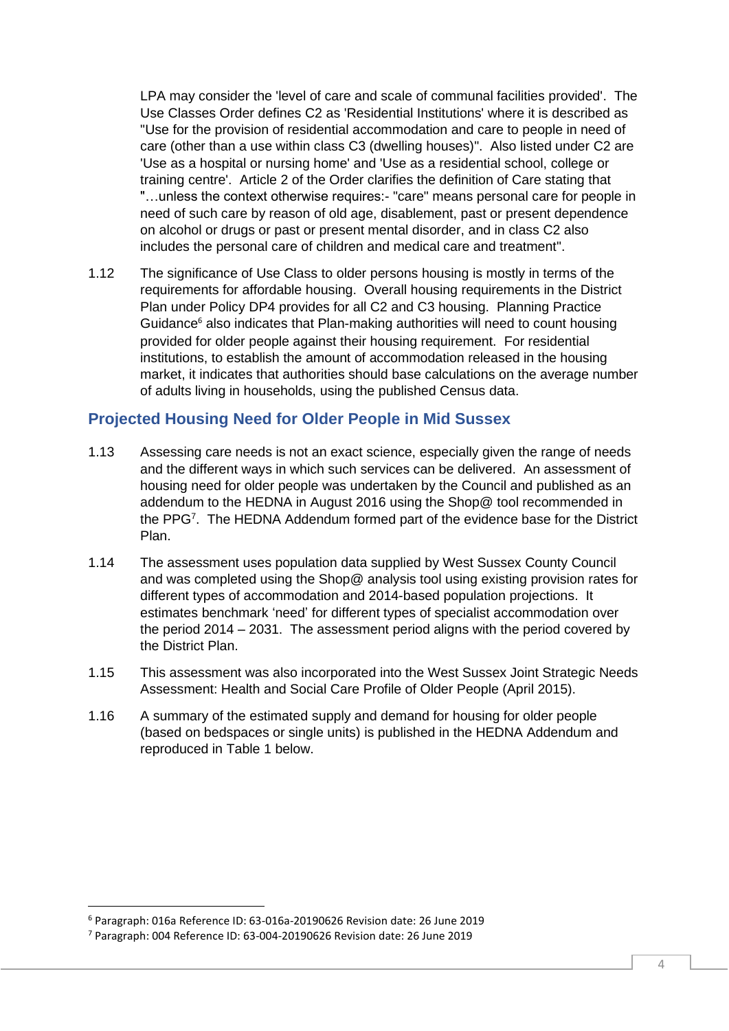LPA may consider the 'level of care and scale of communal facilities provided'. The Use Classes Order defines C2 as 'Residential Institutions' where it is described as "Use for the provision of residential accommodation and care to people in need of care (other than a use within class C3 (dwelling houses)". Also listed under C2 are 'Use as a hospital or nursing home' and 'Use as a residential school, college or training centre'. Article 2 of the Order clarifies the definition of Care stating that "…unless the context otherwise requires:- "care" means personal care for people in need of such care by reason of old age, disablement, past or present dependence on alcohol or drugs or past or present mental disorder, and in class C2 also includes the personal care of children and medical care and treatment".

1.12 The significance of Use Class to older persons housing is mostly in terms of the requirements for affordable housing. Overall housing requirements in the District Plan under Policy DP4 provides for all C2 and C3 housing. Planning Practice Guidance[6] also indicates that Plan-making authorities will need to count housing provided for older people against their housing requirement. For residential institutions, to establish the amount of accommodation released in the housing market, it indicates that authorities should base calculations on the average number of adults living in households, using the published Census data.

## Projected Housing Need for Older People in Mid Sussex

1.13 Assessing care needs is not an exact science, especially given the range of needs and the different ways in which such services can be delivered. An assessment of housing need for older people was undertaken by the Council and published as an addendum to the HEDNA in August 2016 using the Shop@ tool recommended in the PPG[7]. The HEDNA Addendum formed part of the evidence base for the District Plan.

1.14 The assessment uses population data supplied by West Sussex County Council and was completed using the Shop@ analysis tool using existing provision rates for different types of accommodation and 2014-based population projections. It estimates benchmark 'need' for different types of specialist accommodation over the period 2014 – 2031. The assessment period aligns with the period covered by the District Plan.

1.15 This assessment was also incorporated into the West Sussex Joint Strategic Needs Assessment: Health and Social Care Profile of Older People (April 2015).

1.16 A summary of the estimated supply and demand for housing for older people (based on bedspaces or single units) is published in the HEDNA Addendum and reproduced in Table 1 below.

---

[6] Paragraph: 016a Reference ID: 63-016a-20190626 Revision date: 26 June 2019

[7] Paragraph: 004 Reference ID: 63-004-20190626 Revision date: 26 June 2019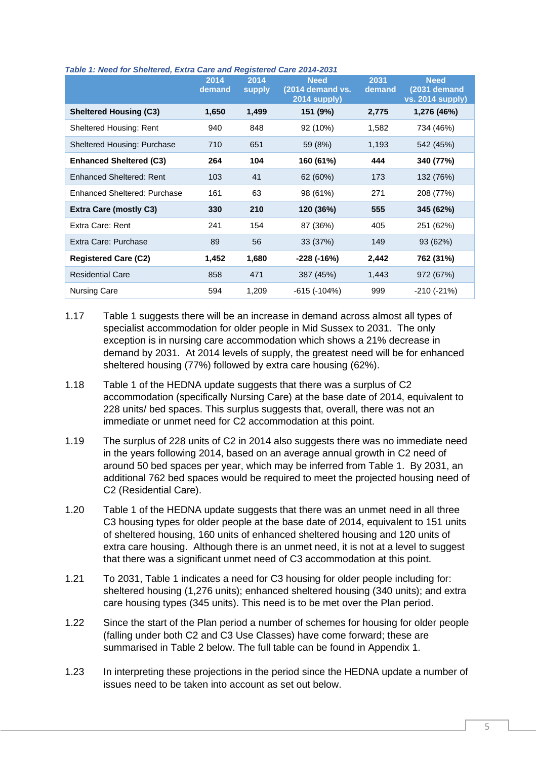*Table 1: Need for Sheltered, Extra Care and Registered Care 2014-2031*

| | 2014 demand | 2014 supply | Need (2014 demand vs. 2014 supply) | 2031 demand | Need (2031 demand vs. 2014 supply) |
|---|---|---|---|---|---|
| **Sheltered Housing (C3)** | **1,650** | **1,499** | **151 (9%)** | **2,775** | **1,276 (46%)** |
| Sheltered Housing: Rent | 940 | 848 | 92 (10%) | 1,582 | 734 (46%) |
| Sheltered Housing: Purchase | 710 | 651 | 59 (8%) | 1,193 | 542 (45%) |
| **Enhanced Sheltered (C3)** | **264** | **104** | **160 (61%)** | **444** | **340 (77%)** |
| Enhanced Sheltered: Rent | 103 | 41 | 62 (60%) | 173 | 132 (76%) |
| Enhanced Sheltered: Purchase | 161 | 63 | 98 (61%) | 271 | 208 (77%) |
| **Extra Care (mostly C3)** | **330** | **210** | **120 (36%)** | **555** | **345 (62%)** |
| Extra Care: Rent | 241 | 154 | 87 (36%) | 405 | 251 (62%) |
| Extra Care: Purchase | 89 | 56 | 33 (37%) | 149 | 93 (62%) |
| **Registered Care (C2)** | **1,452** | **1,680** | **-228 (-16%)** | **2,442** | **762 (31%)** |
| Residential Care | 858 | 471 | 387 (45%) | 1,443 | 972 (67%) |
| Nursing Care | 594 | 1,209 | -615 (-104%) | 999 | -210 (-21%) |

1.17 Table 1 suggests there will be an increase in demand across almost all types of specialist accommodation for older people in Mid Sussex to 2031. The only exception is in nursing care accommodation which shows a 21% decrease in demand by 2031. At 2014 levels of supply, the greatest need will be for enhanced sheltered housing (77%) followed by extra care housing (62%).

1.18 Table 1 of the HEDNA update suggests that there was a surplus of C2 accommodation (specifically Nursing Care) at the base date of 2014, equivalent to 228 units/ bed spaces. This surplus suggests that, overall, there was not an immediate or unmet need for C2 accommodation at this point.

1.19 The surplus of 228 units of C2 in 2014 also suggests there was no immediate need in the years following 2014, based on an average annual growth in C2 need of around 50 bed spaces per year, which may be inferred from Table 1. By 2031, an additional 762 bed spaces would be required to meet the projected housing need of C2 (Residential Care).

1.20 Table 1 of the HEDNA update suggests that there was an unmet need in all three C3 housing types for older people at the base date of 2014, equivalent to 151 units of sheltered housing, 160 units of enhanced sheltered housing and 120 units of extra care housing. Although there is an unmet need, it is not at a level to suggest that there was a significant unmet need of C3 accommodation at this point.

1.21 To 2031, Table 1 indicates a need for C3 housing for older people including for: sheltered housing (1,276 units); enhanced sheltered housing (340 units); and extra care housing types (345 units). This need is to be met over the Plan period.

1.22 Since the start of the Plan period a number of schemes for housing for older people (falling under both C2 and C3 Use Classes) have come forward; these are summarised in Table 2 below. The full table can be found in Appendix 1.

1.23 In interpreting these projections in the period since the HEDNA update a number of issues need to be taken into account as set out below.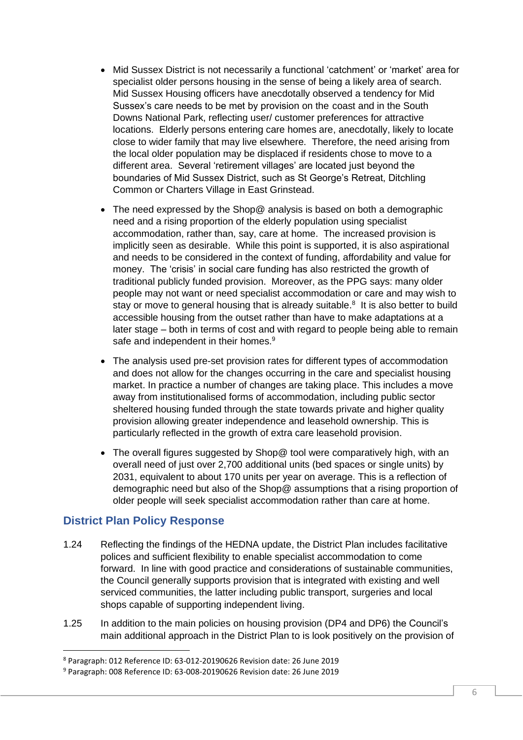- Mid Sussex District is not necessarily a functional 'catchment' or 'market' area for specialist older persons housing in the sense of being a likely area of search. Mid Sussex Housing officers have anecdotally observed a tendency for Mid Sussex's care needs to be met by provision on the coast and in the South Downs National Park, reflecting user/ customer preferences for attractive locations. Elderly persons entering care homes are, anecdotally, likely to locate close to wider family that may live elsewhere. Therefore, the need arising from the local older population may be displaced if residents chose to move to a different area. Several 'retirement villages' are located just beyond the boundaries of Mid Sussex District, such as St George's Retreat, Ditchling Common or Charters Village in East Grinstead.
- The need expressed by the Shop@ analysis is based on both a demographic need and a rising proportion of the elderly population using specialist accommodation, rather than, say, care at home. The increased provision is implicitly seen as desirable. While this point is supported, it is also aspirational and needs to be considered in the context of funding, affordability and value for money. The 'crisis' in social care funding has also restricted the growth of traditional publicly funded provision. Moreover, as the PPG says: many older people may not want or need specialist accommodation or care and may wish to stay or move to general housing that is already suitable.[8] It is also better to build accessible housing from the outset rather than have to make adaptations at a later stage – both in terms of cost and with regard to people being able to remain safe and independent in their homes.[9]
- The analysis used pre-set provision rates for different types of accommodation and does not allow for the changes occurring in the care and specialist housing market. In practice a number of changes are taking place. This includes a move away from institutionalised forms of accommodation, including public sector sheltered housing funded through the state towards private and higher quality provision allowing greater independence and leasehold ownership. This is particularly reflected in the growth of extra care leasehold provision.
- The overall figures suggested by Shop@ tool were comparatively high, with an overall need of just over 2,700 additional units (bed spaces or single units) by 2031, equivalent to about 170 units per year on average. This is a reflection of demographic need but also of the Shop@ assumptions that a rising proportion of older people will seek specialist accommodation rather than care at home.

## District Plan Policy Response

1.24 Reflecting the findings of the HEDNA update, the District Plan includes facilitative polices and sufficient flexibility to enable specialist accommodation to come forward. In line with good practice and considerations of sustainable communities, the Council generally supports provision that is integrated with existing and well serviced communities, the latter including public transport, surgeries and local shops capable of supporting independent living.

1.25 In addition to the main policies on housing provision (DP4 and DP6) the Council's main additional approach in the District Plan to is look positively on the provision of

[8] Paragraph: 012 Reference ID: 63-012-20190626 Revision date: 26 June 2019

[9] Paragraph: 008 Reference ID: 63-008-20190626 Revision date: 26 June 2019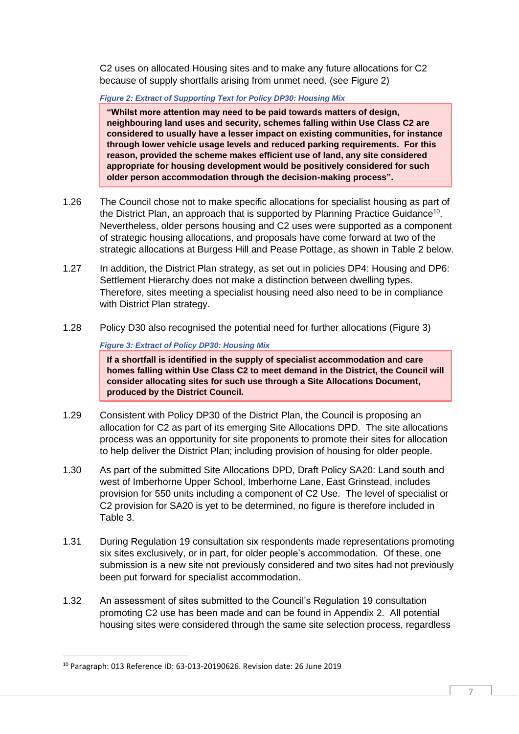C2 uses on allocated Housing sites and to make any future allocations for C2 because of supply shortfalls arising from unmet need. (see Figure 2)

*Figure 2: Extract of Supporting Text for Policy DP30: Housing Mix*

> **"Whilst more attention may need to be paid towards matters of design, neighbouring land uses and security, schemes falling within Use Class C2 are considered to usually have a lesser impact on existing communities, for instance through lower vehicle usage levels and reduced parking requirements. For this reason, provided the scheme makes efficient use of land, any site considered appropriate for housing development would be positively considered for such older person accommodation through the decision-making process".**

1.26 The Council chose not to make specific allocations for specialist housing as part of the District Plan, an approach that is supported by Planning Practice Guidance[10]. Nevertheless, older persons housing and C2 uses were supported as a component of strategic housing allocations, and proposals have come forward at two of the strategic allocations at Burgess Hill and Pease Pottage, as shown in Table 2 below.

1.27 In addition, the District Plan strategy, as set out in policies DP4: Housing and DP6: Settlement Hierarchy does not make a distinction between dwelling types. Therefore, sites meeting a specialist housing need also need to be in compliance with District Plan strategy.

1.28 Policy D30 also recognised the potential need for further allocations (Figure 3)

*Figure 3: Extract of Policy DP30: Housing Mix*

> **If a shortfall is identified in the supply of specialist accommodation and care homes falling within Use Class C2 to meet demand in the District, the Council will consider allocating sites for such use through a Site Allocations Document, produced by the District Council.**

1.29 Consistent with Policy DP30 of the District Plan, the Council is proposing an allocation for C2 as part of its emerging Site Allocations DPD. The site allocations process was an opportunity for site proponents to promote their sites for allocation to help deliver the District Plan; including provision of housing for older people.

1.30 As part of the submitted Site Allocations DPD, Draft Policy SA20: Land south and west of Imberhorne Upper School, Imberhorne Lane, East Grinstead, includes provision for 550 units including a component of C2 Use. The level of specialist or C2 provision for SA20 is yet to be determined, no figure is therefore included in Table 3.

1.31 During Regulation 19 consultation six respondents made representations promoting six sites exclusively, or in part, for older people's accommodation. Of these, one submission is a new site not previously considered and two sites had not previously been put forward for specialist accommodation.

1.32 An assessment of sites submitted to the Council's Regulation 19 consultation promoting C2 use has been made and can be found in Appendix 2. All potential housing sites were considered through the same site selection process, regardless

[10] Paragraph: 013 Reference ID: 63-013-20190626. Revision date: 26 June 2019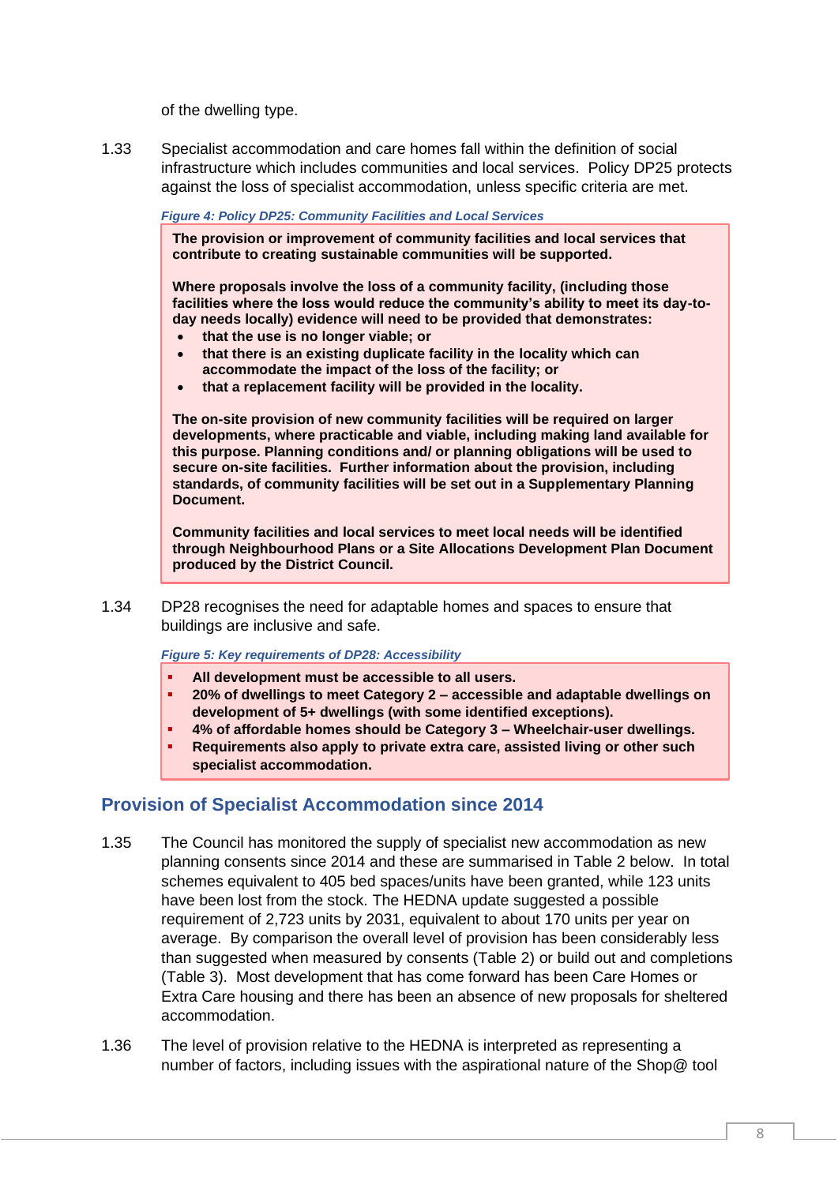of the dwelling type.

1.33 Specialist accommodation and care homes fall within the definition of social infrastructure which includes communities and local services. Policy DP25 protects against the loss of specialist accommodation, unless specific criteria are met.

***Figure 4: Policy DP25: Community Facilities and Local Services***

> **The provision or improvement of community facilities and local services that contribute to creating sustainable communities will be supported.**
>
> **Where proposals involve the loss of a community facility, (including those facilities where the loss would reduce the community's ability to meet its day-to-day needs locally) evidence will need to be provided that demonstrates:**
>
> - **that the use is no longer viable; or**
> - **that there is an existing duplicate facility in the locality which can accommodate the impact of the loss of the facility; or**
> - **that a replacement facility will be provided in the locality.**
>
> **The on-site provision of new community facilities will be required on larger developments, where practicable and viable, including making land available for this purpose. Planning conditions and/ or planning obligations will be used to secure on-site facilities. Further information about the provision, including standards, of community facilities will be set out in a Supplementary Planning Document.**
>
> **Community facilities and local services to meet local needs will be identified through Neighbourhood Plans or a Site Allocations Development Plan Document produced by the District Council.**

1.34 DP28 recognises the need for adaptable homes and spaces to ensure that buildings are inclusive and safe.

***Figure 5: Key requirements of DP28: Accessibility***

> - **All development must be accessible to all users.**
> - **20% of dwellings to meet Category 2 – accessible and adaptable dwellings on development of 5+ dwellings (with some identified exceptions).**
> - **4% of affordable homes should be Category 3 – Wheelchair-user dwellings.**
> - **Requirements also apply to private extra care, assisted living or other such specialist accommodation.**

## Provision of Specialist Accommodation since 2014

1.35 The Council has monitored the supply of specialist new accommodation as new planning consents since 2014 and these are summarised in Table 2 below. In total schemes equivalent to 405 bed spaces/units have been granted, while 123 units have been lost from the stock. The HEDNA update suggested a possible requirement of 2,723 units by 2031, equivalent to about 170 units per year on average. By comparison the overall level of provision has been considerably less than suggested when measured by consents (Table 2) or build out and completions (Table 3). Most development that has come forward has been Care Homes or Extra Care housing and there has been an absence of new proposals for sheltered accommodation.

1.36 The level of provision relative to the HEDNA is interpreted as representing a number of factors, including issues with the aspirational nature of the Shop@ tool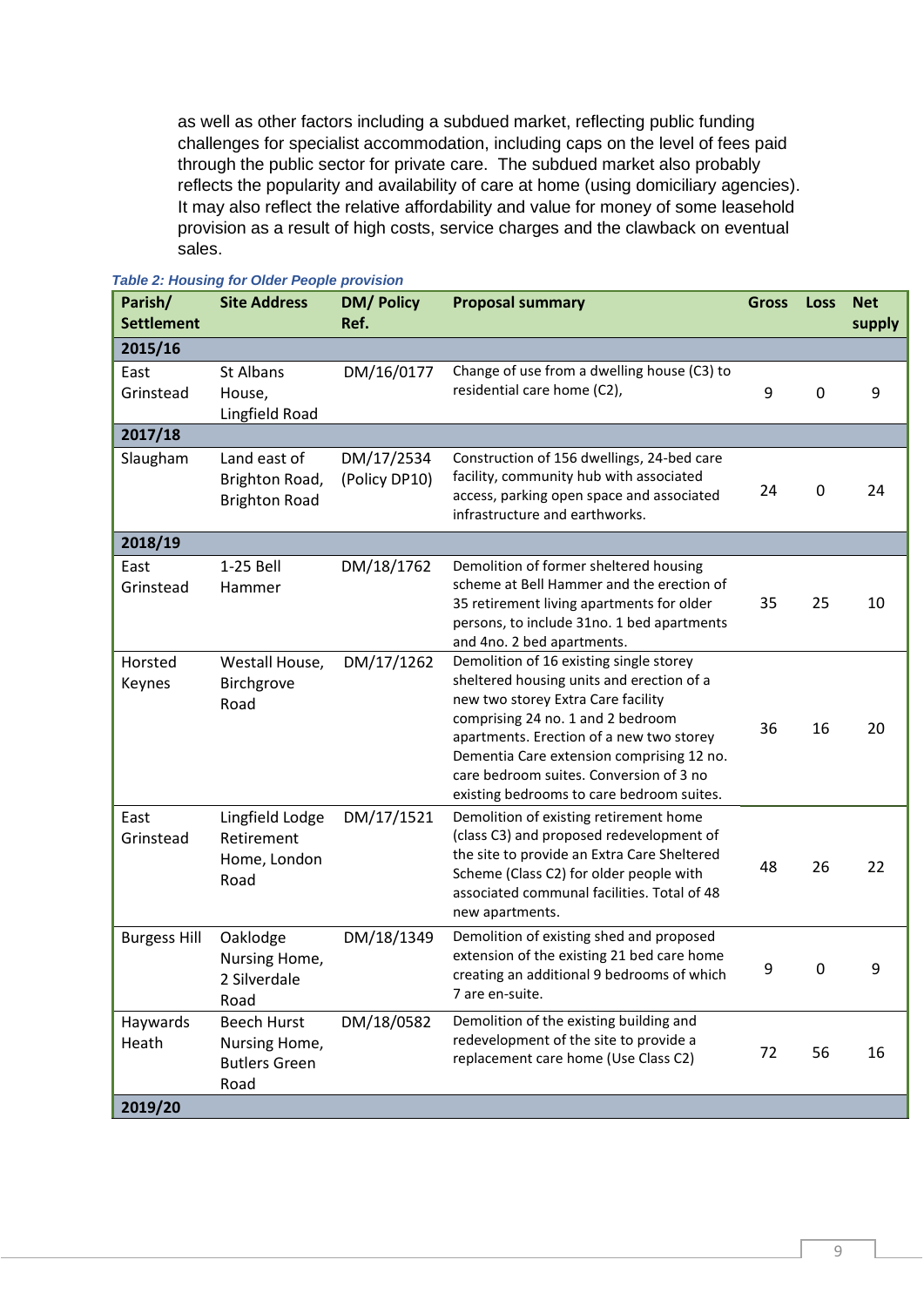as well as other factors including a subdued market, reflecting public funding challenges for specialist accommodation, including caps on the level of fees paid through the public sector for private care. The subdued market also probably reflects the popularity and availability of care at home (using domiciliary agencies). It may also reflect the relative affordability and value for money of some leasehold provision as a result of high costs, service charges and the clawback on eventual sales.

***Table 2: Housing for Older People provision***

| Parish/ Settlement | Site Address | DM/ Policy Ref. | Proposal summary | Gross | Loss | Net supply |
|---|---|---|---|---|---|---|
| **2015/16** | | | | | | |
| East Grinstead | St Albans House, Lingfield Road | DM/16/0177 | Change of use from a dwelling house (C3) to residential care home (C2), | 9 | 0 | 9 |
| **2017/18** | | | | | | |
| Slaugham | Land east of Brighton Road, Brighton Road | DM/17/2534 (Policy DP10) | Construction of 156 dwellings, 24-bed care facility, community hub with associated access, parking open space and associated infrastructure and earthworks. | 24 | 0 | 24 |
| **2018/19** | | | | | | |
| East Grinstead | 1-25 Bell Hammer | DM/18/1762 | Demolition of former sheltered housing scheme at Bell Hammer and the erection of 35 retirement living apartments for older persons, to include 31no. 1 bed apartments and 4no. 2 bed apartments. | 35 | 25 | 10 |
| Horsted Keynes | Westall House, Birchgrove Road | DM/17/1262 | Demolition of 16 existing single storey sheltered housing units and erection of a new two storey Extra Care facility comprising 24 no. 1 and 2 bedroom apartments. Erection of a new two storey Dementia Care extension comprising 12 no. care bedroom suites. Conversion of 3 no existing bedrooms to care bedroom suites. | 36 | 16 | 20 |
| East Grinstead | Lingfield Lodge Retirement Home, London Road | DM/17/1521 | Demolition of existing retirement home (class C3) and proposed redevelopment of the site to provide an Extra Care Sheltered Scheme (Class C2) for older people with associated communal facilities. Total of 48 new apartments. | 48 | 26 | 22 |
| Burgess Hill | Oaklodge Nursing Home, 2 Silverdale Road | DM/18/1349 | Demolition of existing shed and proposed extension of the existing 21 bed care home creating an additional 9 bedrooms of which 7 are en-suite. | 9 | 0 | 9 |
| Haywards Heath | Beech Hurst Nursing Home, Butlers Green Road | DM/18/0582 | Demolition of the existing building and redevelopment of the site to provide a replacement care home (Use Class C2) | 72 | 56 | 16 |
| **2019/20** | | | | | | |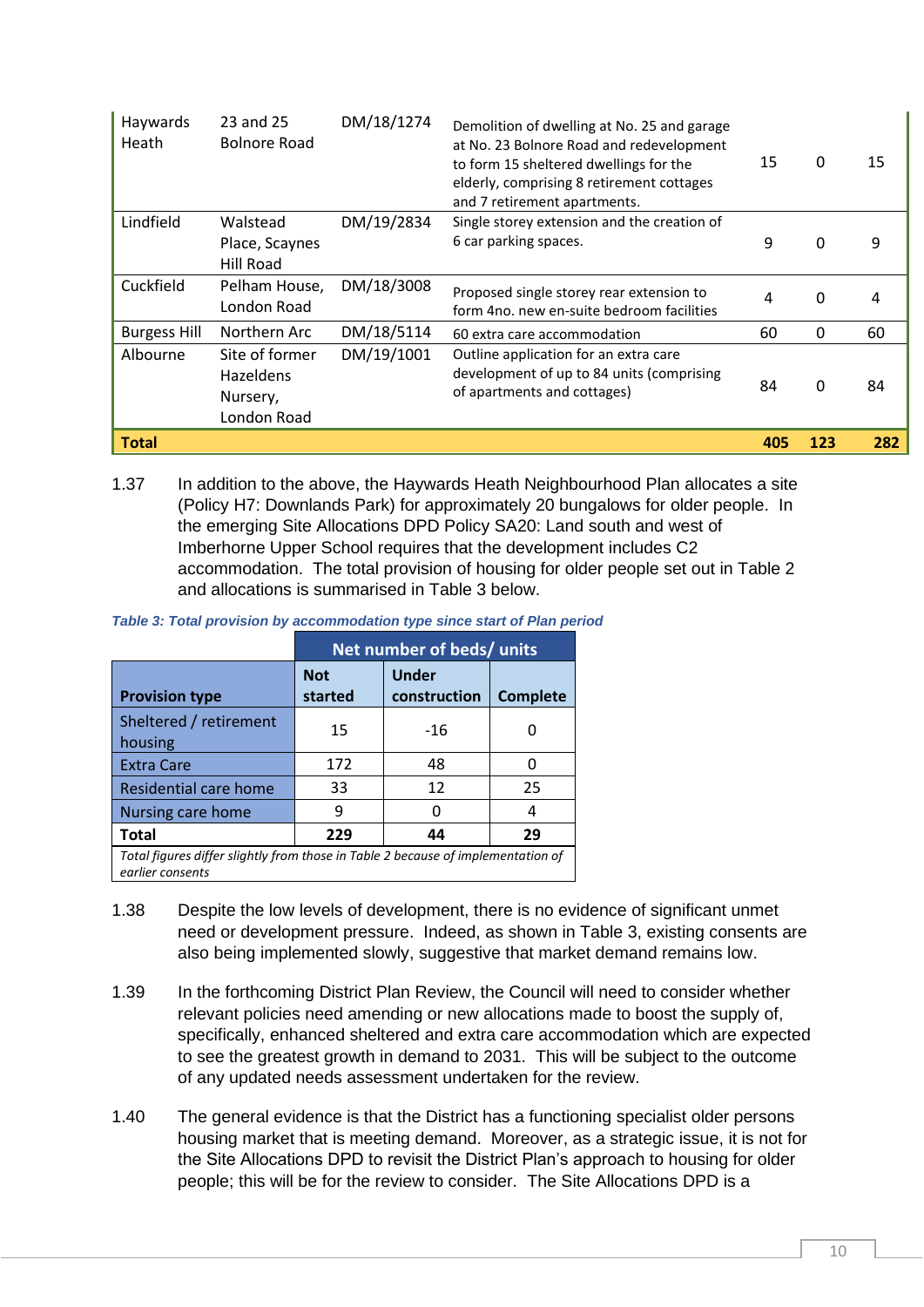| | | | | | | |
|---|---|---|---|---|---|---|
| Haywards Heath | 23 and 25 Bolnore Road | DM/18/1274 | Demolition of dwelling at No. 25 and garage at No. 23 Bolnore Road and redevelopment to form 15 sheltered dwellings for the elderly, comprising 8 retirement cottages and 7 retirement apartments. | 15 | 0 | 15 |
| Lindfield | Walstead Place, Scaynes Hill Road | DM/19/2834 | Single storey extension and the creation of 6 car parking spaces. | 9 | 0 | 9 |
| Cuckfield | Pelham House, London Road | DM/18/3008 | Proposed single storey rear extension to form 4no. new en-suite bedroom facilities | 4 | 0 | 4 |
| Burgess Hill | Northern Arc | DM/18/5114 | 60 extra care accommodation | 60 | 0 | 60 |
| Albourne | Site of former Hazeldens Nursery, London Road | DM/19/1001 | Outline application for an extra care development of up to 84 units (comprising of apartments and cottages) | 84 | 0 | 84 |
| **Total** | | | | **405** | **123** | **282** |

1.37 In addition to the above, the Haywards Heath Neighbourhood Plan allocates a site (Policy H7: Downlands Park) for approximately 20 bungalows for older people. In the emerging Site Allocations DPD Policy SA20: Land south and west of Imberhorne Upper School requires that the development includes C2 accommodation. The total provision of housing for older people set out in Table 2 and allocations is summarised in Table 3 below.

*Table 3: Total provision by accommodation type since start of Plan period*

| | Net number of beds/ units | | |
|---|---|---|---|
| **Provision type** | **Not started** | **Under construction** | **Complete** |
| Sheltered / retirement housing | 15 | -16 | 0 |
| Extra Care | 172 | 48 | 0 |
| Residential care home | 33 | 12 | 25 |
| Nursing care home | 9 | 0 | 4 |
| **Total** | **229** | **44** | **29** |

*Total figures differ slightly from those in Table 2 because of implementation of earlier consents*

1.38 Despite the low levels of development, there is no evidence of significant unmet need or development pressure. Indeed, as shown in Table 3, existing consents are also being implemented slowly, suggestive that market demand remains low.

1.39 In the forthcoming District Plan Review, the Council will need to consider whether relevant policies need amending or new allocations made to boost the supply of, specifically, enhanced sheltered and extra care accommodation which are expected to see the greatest growth in demand to 2031. This will be subject to the outcome of any updated needs assessment undertaken for the review.

1.40 The general evidence is that the District has a functioning specialist older persons housing market that is meeting demand. Moreover, as a strategic issue, it is not for the Site Allocations DPD to revisit the District Plan's approach to housing for older people; this will be for the review to consider. The Site Allocations DPD is a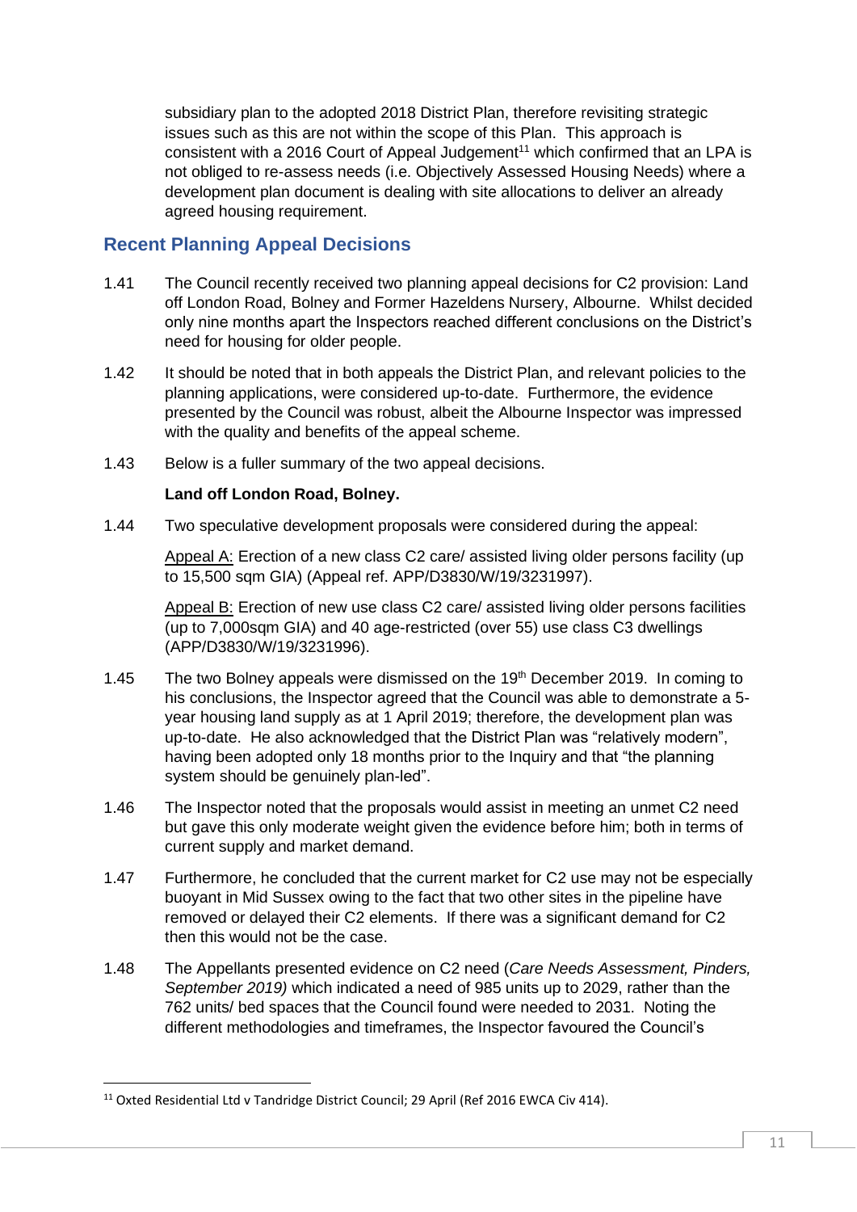subsidiary plan to the adopted 2018 District Plan, therefore revisiting strategic issues such as this are not within the scope of this Plan. This approach is consistent with a 2016 Court of Appeal Judgement[11] which confirmed that an LPA is not obliged to re-assess needs (i.e. Objectively Assessed Housing Needs) where a development plan document is dealing with site allocations to deliver an already agreed housing requirement.

## Recent Planning Appeal Decisions

1.41 The Council recently received two planning appeal decisions for C2 provision: Land off London Road, Bolney and Former Hazeldens Nursery, Albourne. Whilst decided only nine months apart the Inspectors reached different conclusions on the District's need for housing for older people.

1.42 It should be noted that in both appeals the District Plan, and relevant policies to the planning applications, were considered up-to-date. Furthermore, the evidence presented by the Council was robust, albeit the Albourne Inspector was impressed with the quality and benefits of the appeal scheme.

1.43 Below is a fuller summary of the two appeal decisions.

**Land off London Road, Bolney.**

1.44 Two speculative development proposals were considered during the appeal:

Appeal A: Erection of a new class C2 care/ assisted living older persons facility (up to 15,500 sqm GIA) (Appeal ref. APP/D3830/W/19/3231997).

Appeal B: Erection of new use class C2 care/ assisted living older persons facilities (up to 7,000sqm GIA) and 40 age-restricted (over 55) use class C3 dwellings (APP/D3830/W/19/3231996).

1.45 The two Bolney appeals were dismissed on the 19th December 2019. In coming to his conclusions, the Inspector agreed that the Council was able to demonstrate a 5-year housing land supply as at 1 April 2019; therefore, the development plan was up-to-date. He also acknowledged that the District Plan was "relatively modern", having been adopted only 18 months prior to the Inquiry and that "the planning system should be genuinely plan-led".

1.46 The Inspector noted that the proposals would assist in meeting an unmet C2 need but gave this only moderate weight given the evidence before him; both in terms of current supply and market demand.

1.47 Furthermore, he concluded that the current market for C2 use may not be especially buoyant in Mid Sussex owing to the fact that two other sites in the pipeline have removed or delayed their C2 elements. If there was a significant demand for C2 then this would not be the case.

1.48 The Appellants presented evidence on C2 need (*Care Needs Assessment, Pinders, September 2019)* which indicated a need of 985 units up to 2029, rather than the 762 units/ bed spaces that the Council found were needed to 2031. Noting the different methodologies and timeframes, the Inspector favoured the Council's

[11] Oxted Residential Ltd v Tandridge District Council; 29 April (Ref 2016 EWCA Civ 414).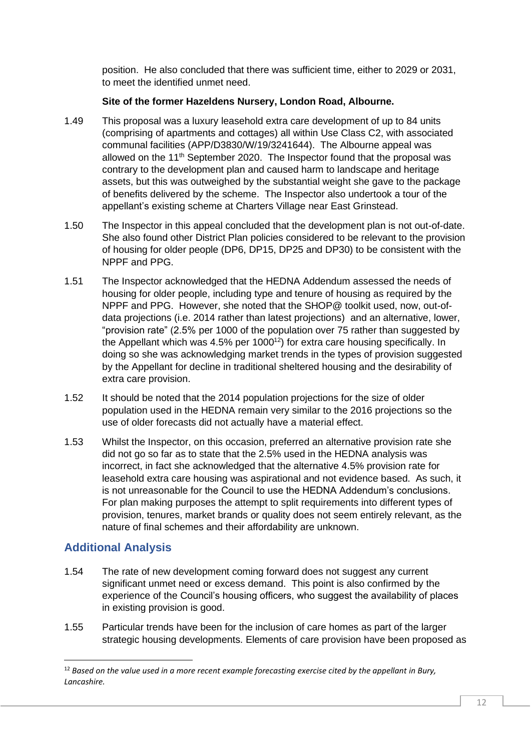position. He also concluded that there was sufficient time, either to 2029 or 2031, to meet the identified unmet need.

**Site of the former Hazeldens Nursery, London Road, Albourne.**

1.49 This proposal was a luxury leasehold extra care development of up to 84 units (comprising of apartments and cottages) all within Use Class C2, with associated communal facilities (APP/D3830/W/19/3241644). The Albourne appeal was allowed on the 11th September 2020. The Inspector found that the proposal was contrary to the development plan and caused harm to landscape and heritage assets, but this was outweighed by the substantial weight she gave to the package of benefits delivered by the scheme. The Inspector also undertook a tour of the appellant's existing scheme at Charters Village near East Grinstead.

1.50 The Inspector in this appeal concluded that the development plan is not out-of-date. She also found other District Plan policies considered to be relevant to the provision of housing for older people (DP6, DP15, DP25 and DP30) to be consistent with the NPPF and PPG.

1.51 The Inspector acknowledged that the HEDNA Addendum assessed the needs of housing for older people, including type and tenure of housing as required by the NPPF and PPG. However, she noted that the SHOP@ toolkit used, now, out-of-data projections (i.e. 2014 rather than latest projections) and an alternative, lower, "provision rate" (2.5% per 1000 of the population over 75 rather than suggested by the Appellant which was 4.5% per 1000[12]) for extra care housing specifically. In doing so she was acknowledging market trends in the types of provision suggested by the Appellant for decline in traditional sheltered housing and the desirability of extra care provision.

1.52 It should be noted that the 2014 population projections for the size of older population used in the HEDNA remain very similar to the 2016 projections so the use of older forecasts did not actually have a material effect.

1.53 Whilst the Inspector, on this occasion, preferred an alternative provision rate she did not go so far as to state that the 2.5% used in the HEDNA analysis was incorrect, in fact she acknowledged that the alternative 4.5% provision rate for leasehold extra care housing was aspirational and not evidence based. As such, it is not unreasonable for the Council to use the HEDNA Addendum's conclusions. For plan making purposes the attempt to split requirements into different types of provision, tenures, market brands or quality does not seem entirely relevant, as the nature of final schemes and their affordability are unknown.

## Additional Analysis

1.54 The rate of new development coming forward does not suggest any current significant unmet need or excess demand. This point is also confirmed by the experience of the Council's housing officers, who suggest the availability of places in existing provision is good.

1.55 Particular trends have been for the inclusion of care homes as part of the larger strategic housing developments. Elements of care provision have been proposed as

---

[12] *Based on the value used in a more recent example forecasting exercise cited by the appellant in Bury, Lancashire.*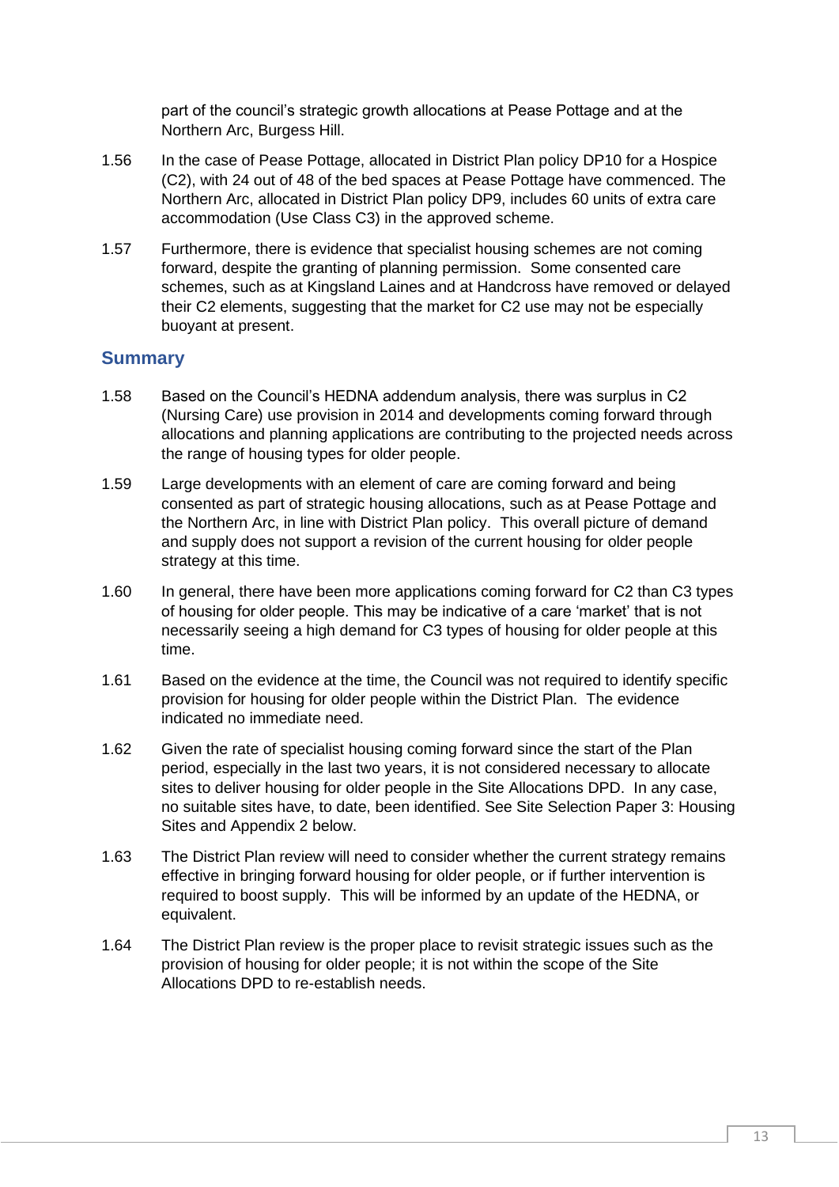part of the council's strategic growth allocations at Pease Pottage and at the Northern Arc, Burgess Hill.

1.56 In the case of Pease Pottage, allocated in District Plan policy DP10 for a Hospice (C2), with 24 out of 48 of the bed spaces at Pease Pottage have commenced. The Northern Arc, allocated in District Plan policy DP9, includes 60 units of extra care accommodation (Use Class C3) in the approved scheme.

1.57 Furthermore, there is evidence that specialist housing schemes are not coming forward, despite the granting of planning permission. Some consented care schemes, such as at Kingsland Laines and at Handcross have removed or delayed their C2 elements, suggesting that the market for C2 use may not be especially buoyant at present.

## Summary

1.58 Based on the Council's HEDNA addendum analysis, there was surplus in C2 (Nursing Care) use provision in 2014 and developments coming forward through allocations and planning applications are contributing to the projected needs across the range of housing types for older people.

1.59 Large developments with an element of care are coming forward and being consented as part of strategic housing allocations, such as at Pease Pottage and the Northern Arc, in line with District Plan policy. This overall picture of demand and supply does not support a revision of the current housing for older people strategy at this time.

1.60 In general, there have been more applications coming forward for C2 than C3 types of housing for older people. This may be indicative of a care 'market' that is not necessarily seeing a high demand for C3 types of housing for older people at this time.

1.61 Based on the evidence at the time, the Council was not required to identify specific provision for housing for older people within the District Plan. The evidence indicated no immediate need.

1.62 Given the rate of specialist housing coming forward since the start of the Plan period, especially in the last two years, it is not considered necessary to allocate sites to deliver housing for older people in the Site Allocations DPD. In any case, no suitable sites have, to date, been identified. See Site Selection Paper 3: Housing Sites and Appendix 2 below.

1.63 The District Plan review will need to consider whether the current strategy remains effective in bringing forward housing for older people, or if further intervention is required to boost supply. This will be informed by an update of the HEDNA, or equivalent.

1.64 The District Plan review is the proper place to revisit strategic issues such as the provision of housing for older people; it is not within the scope of the Site Allocations DPD to re-establish needs.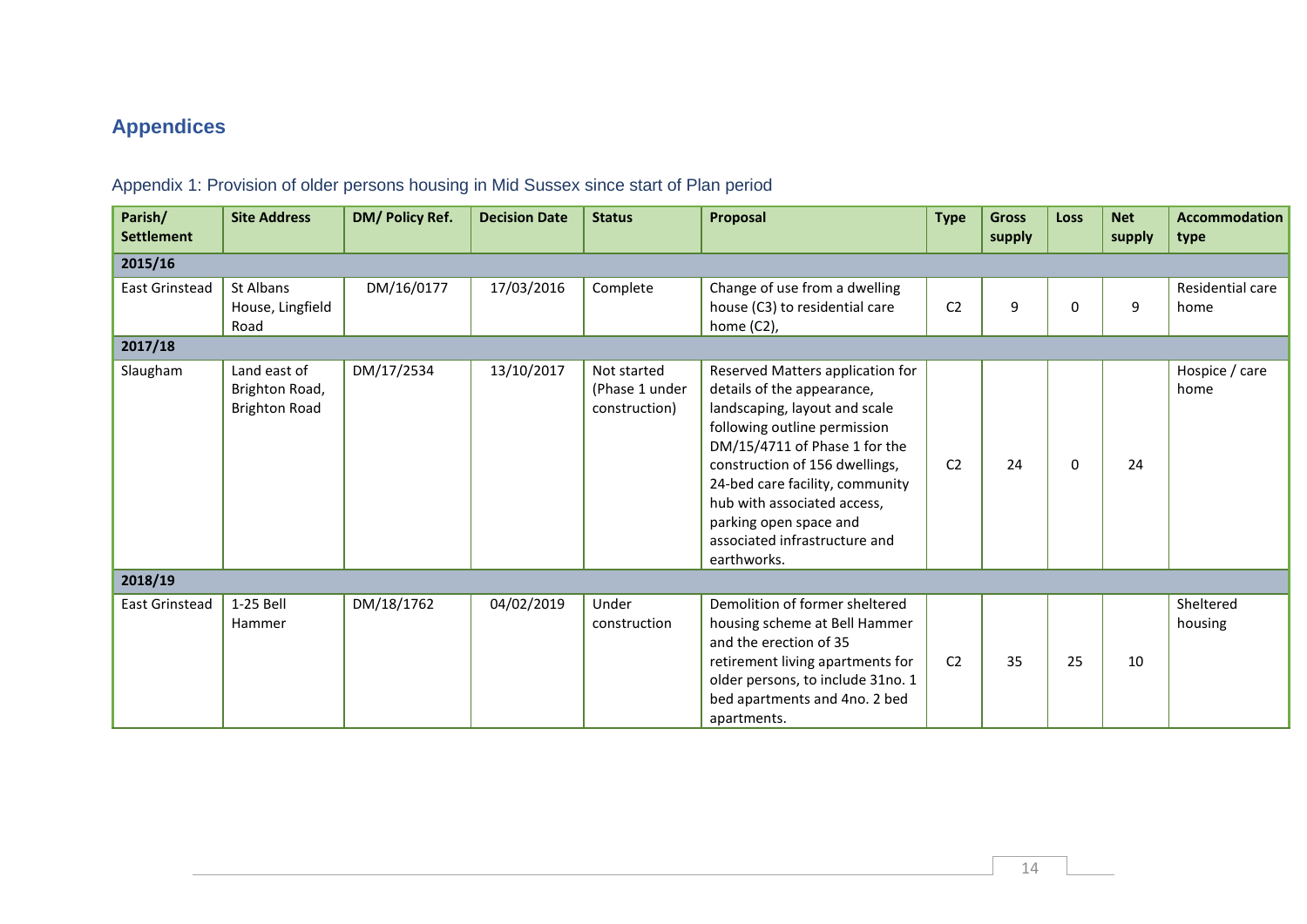# Appendices

## Appendix 1: Provision of older persons housing in Mid Sussex since start of Plan period

| Parish/ Settlement | Site Address | DM/ Policy Ref. | Decision Date | Status | Proposal | Type | Gross supply | Loss | Net supply | Accommodation type |
|---|---|---|---|---|---|---|---|---|---|---|
| **2015/16** | | | | | | | | | | |
| East Grinstead | St Albans House, Lingfield Road | DM/16/0177 | 17/03/2016 | Complete | Change of use from a dwelling house (C3) to residential care home (C2), | C2 | 9 | 0 | 9 | Residential care home |
| **2017/18** | | | | | | | | | | |
| Slaugham | Land east of Brighton Road, Brighton Road | DM/17/2534 | 13/10/2017 | Not started (Phase 1 under construction) | Reserved Matters application for details of the appearance, landscaping, layout and scale following outline permission DM/15/4711 of Phase 1 for the construction of 156 dwellings, 24-bed care facility, community hub with associated access, parking open space and associated infrastructure and earthworks. | C2 | 24 | 0 | 24 | Hospice / care home |
| **2018/19** | | | | | | | | | | |
| East Grinstead | 1-25 Bell Hammer | DM/18/1762 | 04/02/2019 | Under construction | Demolition of former sheltered housing scheme at Bell Hammer and the erection of 35 retirement living apartments for older persons, to include 31no. 1 bed apartments and 4no. 2 bed apartments. | C2 | 35 | 25 | 10 | Sheltered housing |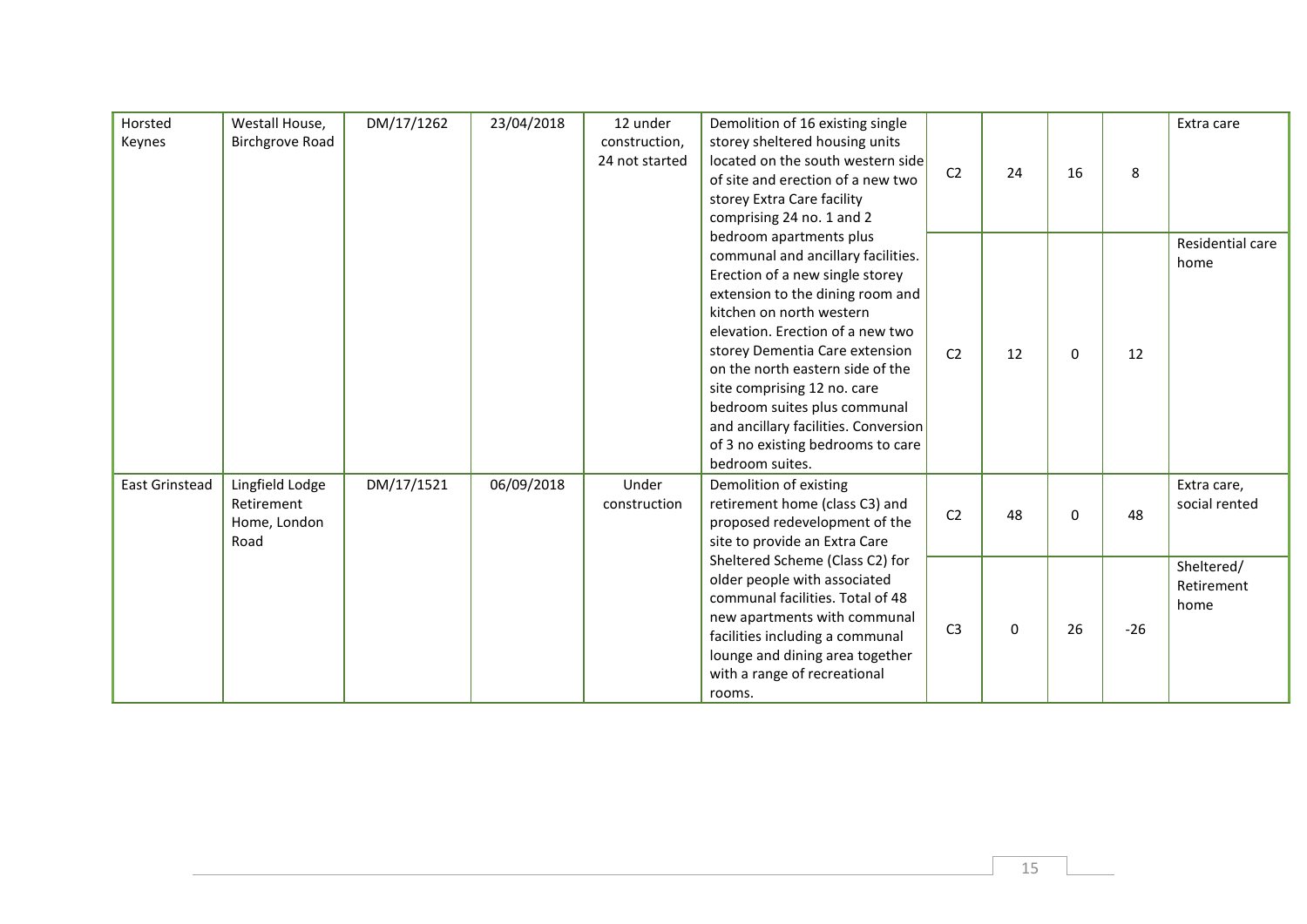| | | | | | | | | | | |
|---|---|---|---|---|---|---|---|---|---|---|
| Horsted Keynes | Westall House, Birchgrove Road | DM/17/1262 | 23/04/2018 | 12 under construction, 24 not started | Demolition of 16 existing single storey sheltered housing units located on the south western side of site and erection of a new two storey Extra Care facility comprising 24 no. 1 and 2 bedroom apartments plus communal and ancillary facilities. Erection of a new single storey extension to the dining room and kitchen on north western elevation. Erection of a new two storey Dementia Care extension on the north eastern side of the site comprising 12 no. care bedroom suites plus communal and ancillary facilities. Conversion of 3 no existing bedrooms to care bedroom suites. | C2 | 24 | 16 | 8 | Extra care |
| | | | | | | C2 | 12 | 0 | 12 | Residential care home |
| East Grinstead | Lingfield Lodge Retirement Home, London Road | DM/17/1521 | 06/09/2018 | Under construction | Demolition of existing retirement home (class C3) and proposed redevelopment of the site to provide an Extra Care Sheltered Scheme (Class C2) for older people with associated communal facilities. Total of 48 new apartments with communal facilities including a communal lounge and dining area together with a range of recreational rooms. | C2 | 48 | 0 | 48 | Extra care, social rented |
| | | | | | | C3 | 0 | 26 | -26 | Sheltered/ Retirement home |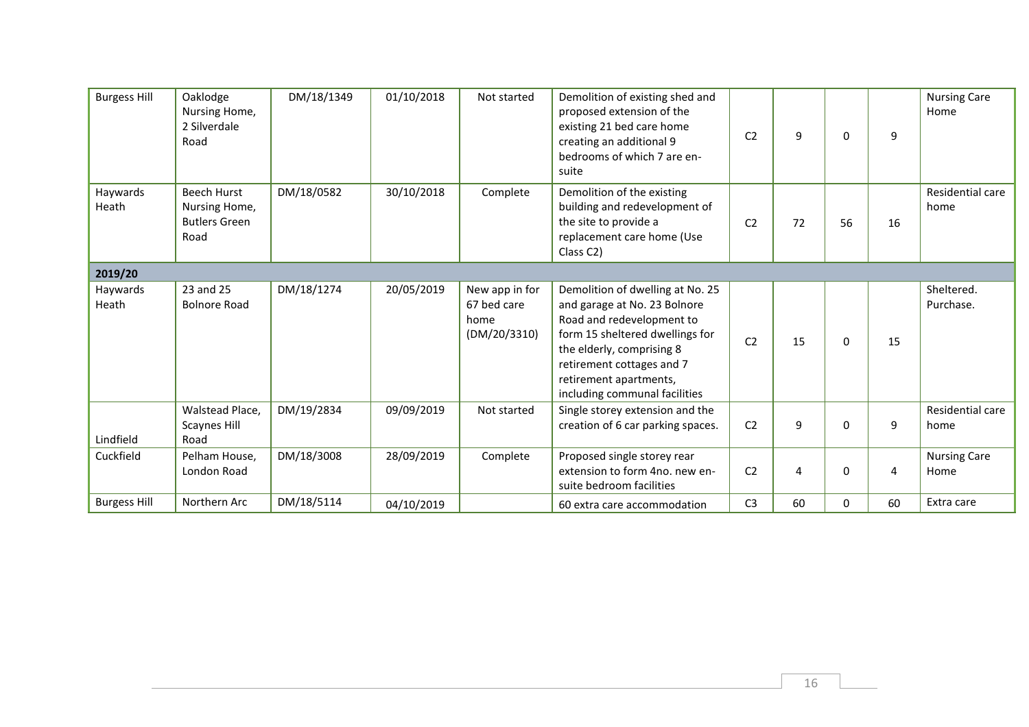| | | | | | | | | | | |
|---|---|---|---|---|---|---|---|---|---|---|
| Burgess Hill | Oaklodge Nursing Home, 2 Silverdale Road | DM/18/1349 | 01/10/2018 | Not started | Demolition of existing shed and proposed extension of the existing 21 bed care home creating an additional 9 bedrooms of which 7 are en-suite | C2 | 9 | 0 | 9 | Nursing Care Home |
| Haywards Heath | Beech Hurst Nursing Home, Butlers Green Road | DM/18/0582 | 30/10/2018 | Complete | Demolition of the existing building and redevelopment of the site to provide a replacement care home (Use Class C2) | C2 | 72 | 56 | 16 | Residential care home |
| **2019/20** | | | | | | | | | | |
| Haywards Heath | 23 and 25 Bolnore Road | DM/18/1274 | 20/05/2019 | New app in for 67 bed care home (DM/20/3310) | Demolition of dwelling at No. 25 and garage at No. 23 Bolnore Road and redevelopment to form 15 sheltered dwellings for the elderly, comprising 8 retirement cottages and 7 retirement apartments, including communal facilities | C2 | 15 | 0 | 15 | Sheltered. Purchase. |
| Lindfield | Walstead Place, Scaynes Hill Road | DM/19/2834 | 09/09/2019 | Not started | Single storey extension and the creation of 6 car parking spaces. | C2 | 9 | 0 | 9 | Residential care home |
| Cuckfield | Pelham House, London Road | DM/18/3008 | 28/09/2019 | Complete | Proposed single storey rear extension to form 4no. new en-suite bedroom facilities | C2 | 4 | 0 | 4 | Nursing Care Home |
| Burgess Hill | Northern Arc | DM/18/5114 | 04/10/2019 | | 60 extra care accommodation | C3 | 60 | 0 | 60 | Extra care |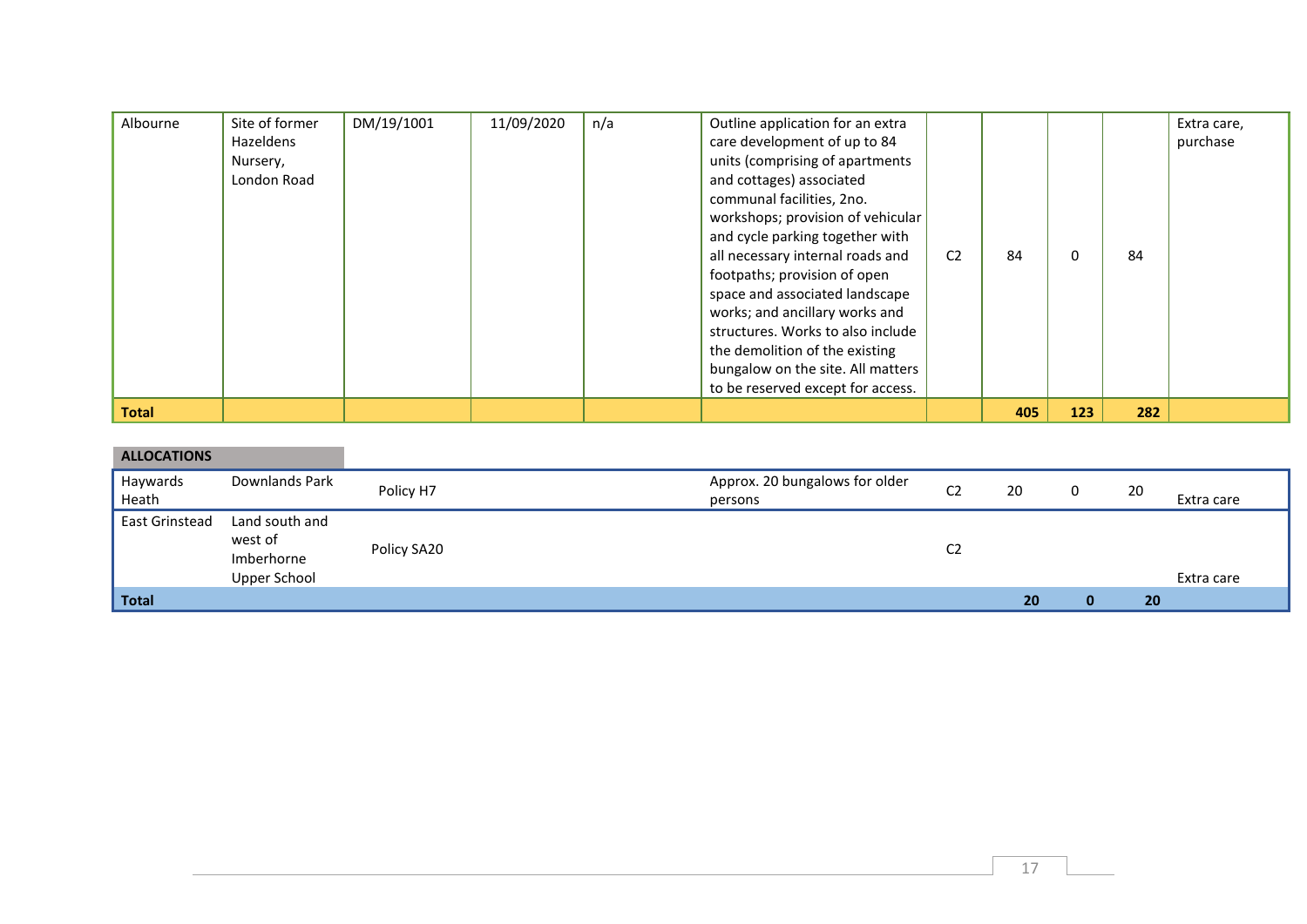| | | | | | | | | | | |
|---|---|---|---|---|---|---|---|---|---|---|
| Albourne | Site of former Hazeldens Nursery, London Road | DM/19/1001 | 11/09/2020 | n/a | Outline application for an extra care development of up to 84 units (comprising of apartments and cottages) associated communal facilities, 2no. workshops; provision of vehicular and cycle parking together with all necessary internal roads and footpaths; provision of open space and associated landscape works; and ancillary works and structures. Works to also include the demolition of the existing bungalow on the site. All matters to be reserved except for access. | C2 | 84 | 0 | 84 | Extra care, purchase |
| **Total** | | | | | | | **405** | **123** | **282** | |

**ALLOCATIONS**

| | | | | | | | | |
|---|---|---|---|---|---|---|---|---|
| Haywards Heath | Downlands Park | Policy H7 | Approx. 20 bungalows for older persons | C2 | 20 | 0 | 20 | Extra care |
| East Grinstead | Land south and west of Imberhorne Upper School | Policy SA20 | | C2 | | | | Extra care |
| **Total** | | | | | **20** | **0** | **20** | |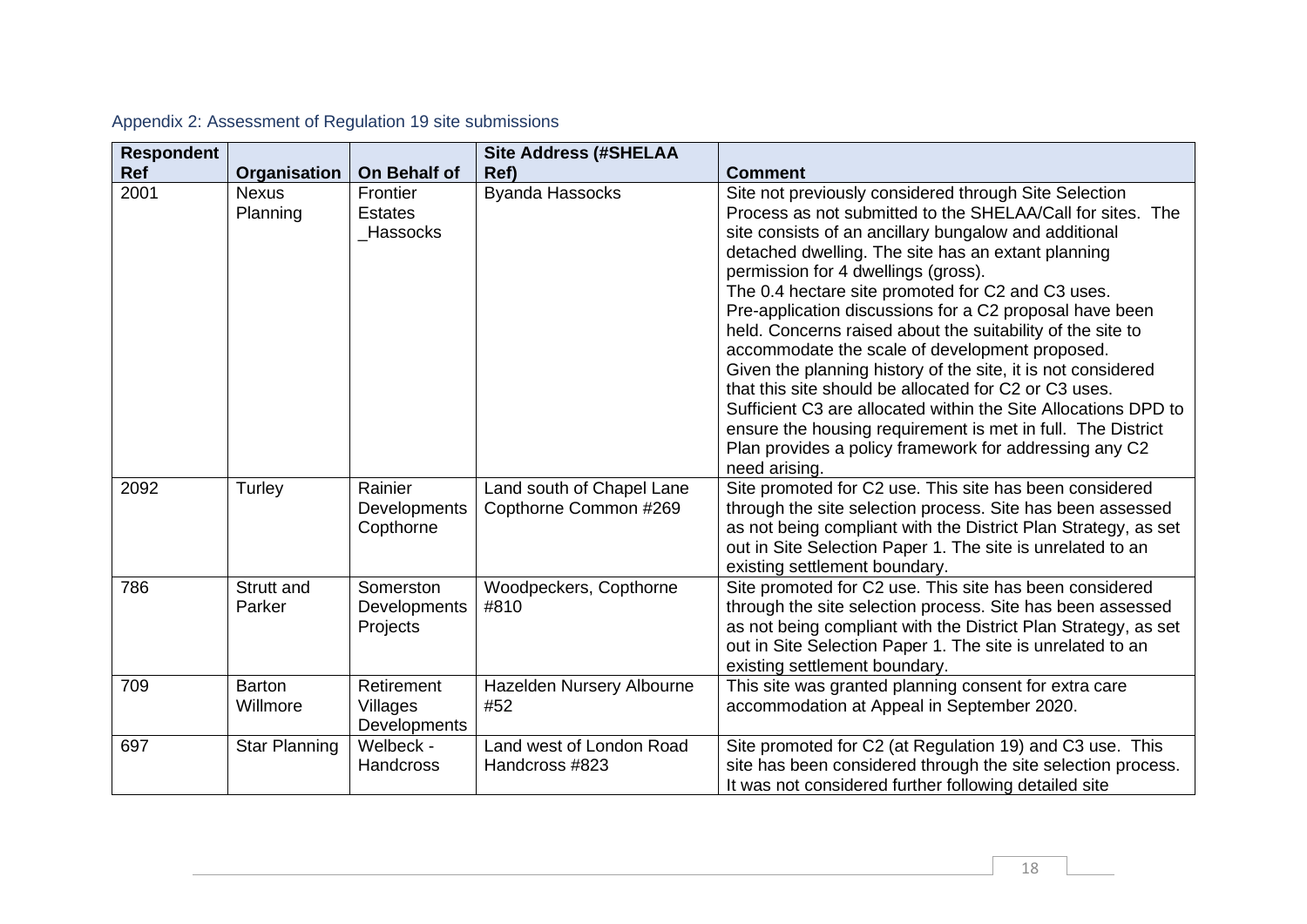## Appendix 2: Assessment of Regulation 19 site submissions

| Respondent Ref | Organisation | On Behalf of | Site Address (#SHELAA Ref) | Comment |
|---|---|---|---|---|
| 2001 | Nexus Planning | Frontier Estates _Hassocks | Byanda Hassocks | Site not previously considered through Site Selection Process as not submitted to the SHELAA/Call for sites. The site consists of an ancillary bungalow and additional detached dwelling. The site has an extant planning permission for 4 dwellings (gross). The 0.4 hectare site promoted for C2 and C3 uses. Pre-application discussions for a C2 proposal have been held. Concerns raised about the suitability of the site to accommodate the scale of development proposed. Given the planning history of the site, it is not considered that this site should be allocated for C2 or C3 uses. Sufficient C3 are allocated within the Site Allocations DPD to ensure the housing requirement is met in full. The District Plan provides a policy framework for addressing any C2 need arising. |
| 2092 | Turley | Rainier Developments Copthorne | Land south of Chapel Lane Copthorne Common #269 | Site promoted for C2 use. This site has been considered through the site selection process. Site has been assessed as not being compliant with the District Plan Strategy, as set out in Site Selection Paper 1. The site is unrelated to an existing settlement boundary. |
| 786 | Strutt and Parker | Somerston Developments Projects | Woodpeckers, Copthorne #810 | Site promoted for C2 use. This site has been considered through the site selection process. Site has been assessed as not being compliant with the District Plan Strategy, as set out in Site Selection Paper 1. The site is unrelated to an existing settlement boundary. |
| 709 | Barton Willmore | Retirement Villages Developments | Hazelden Nursery Albourne #52 | This site was granted planning consent for extra care accommodation at Appeal in September 2020. |
| 697 | Star Planning | Welbeck - Handcross | Land west of London Road Handcross #823 | Site promoted for C2 (at Regulation 19) and C3 use. This site has been considered through the site selection process. It was not considered further following detailed site |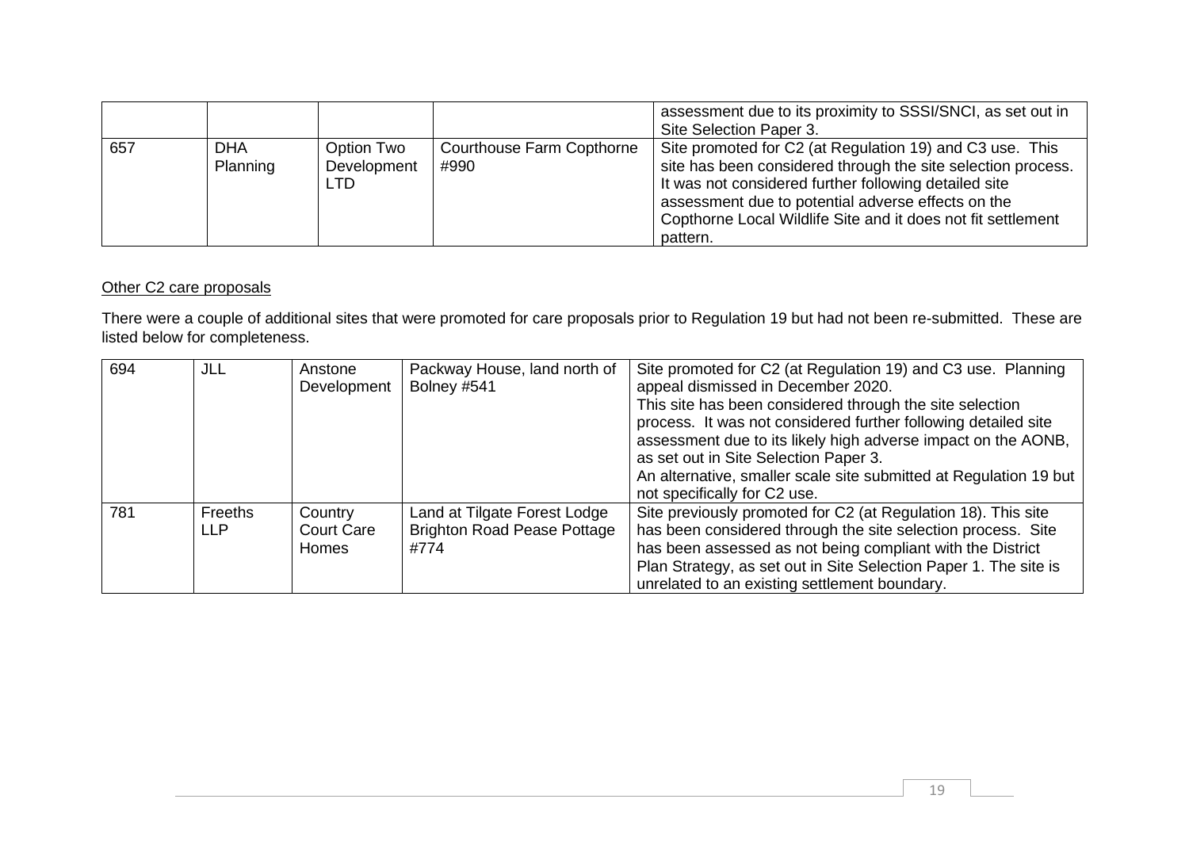| | | | | |
|---|---|---|---|---|
| | | | | assessment due to its proximity to SSSI/SNCI, as set out in Site Selection Paper 3. |
| 657 | DHA Planning | Option Two Development LTD | Courthouse Farm Copthorne #990 | Site promoted for C2 (at Regulation 19) and C3 use. This site has been considered through the site selection process. It was not considered further following detailed site assessment due to potential adverse effects on the Copthorne Local Wildlife Site and it does not fit settlement pattern. |

Other C2 care proposals

There were a couple of additional sites that were promoted for care proposals prior to Regulation 19 but had not been re-submitted. These are listed below for completeness.

| | | | | |
|---|---|---|---|---|
| 694 | JLL | Anstone Development | Packway House, land north of Bolney #541 | Site promoted for C2 (at Regulation 19) and C3 use. Planning appeal dismissed in December 2020.<br>This site has been considered through the site selection process. It was not considered further following detailed site assessment due to its likely high adverse impact on the AONB, as set out in Site Selection Paper 3.<br>An alternative, smaller scale site submitted at Regulation 19 but not specifically for C2 use. |
| 781 | Freeths LLP | Country Court Care Homes | Land at Tilgate Forest Lodge Brighton Road Pease Pottage #774 | Site previously promoted for C2 (at Regulation 18). This site has been considered through the site selection process. Site has been assessed as not being compliant with the District Plan Strategy, as set out in Site Selection Paper 1. The site is unrelated to an existing settlement boundary. |